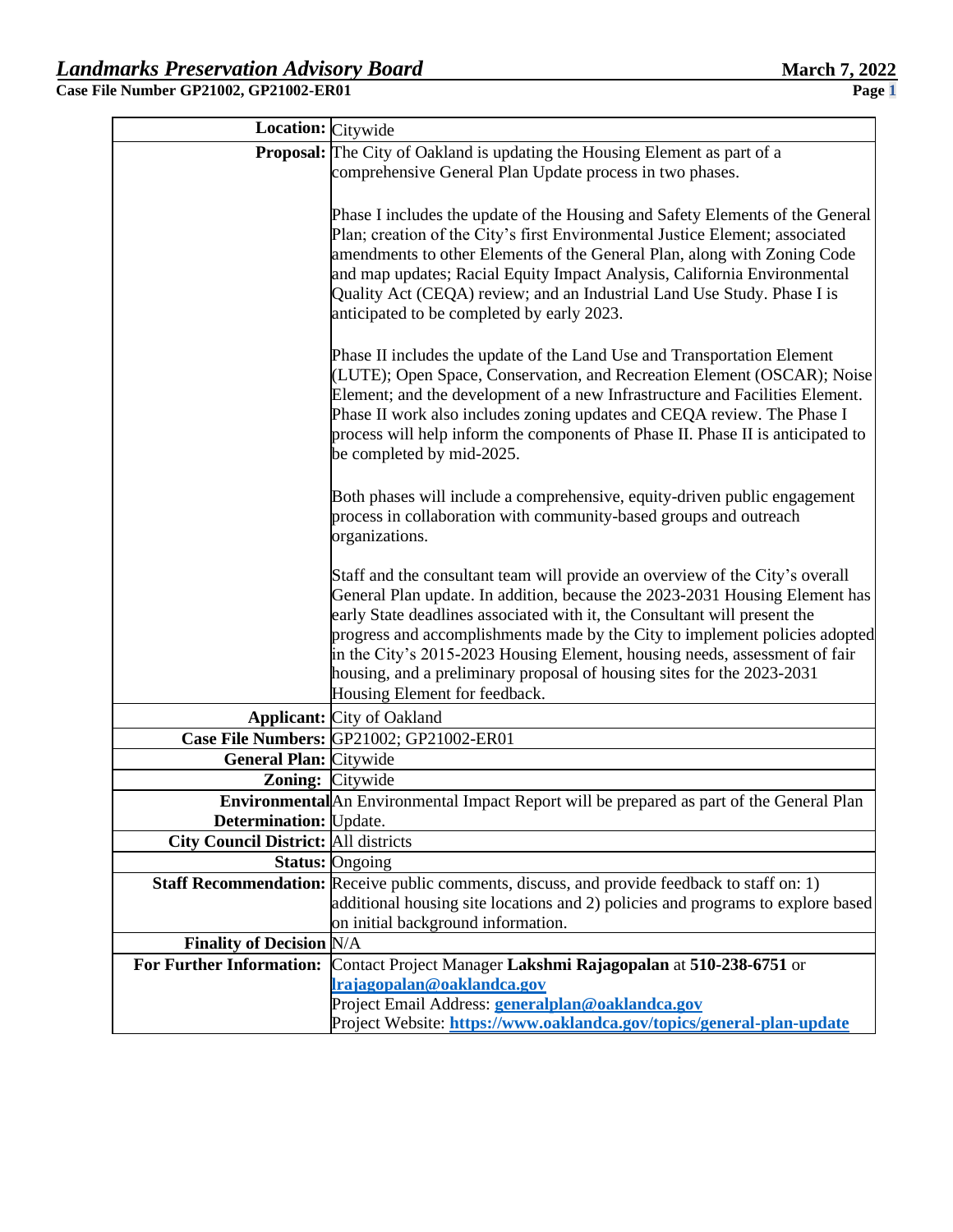| | |
|---|---|
| **Location:** | Citywide |
| **Proposal:** | The City of Oakland is updating the Housing Element as part of a comprehensive General Plan Update process in two phases.<br><br>Phase I includes the update of the Housing and Safety Elements of the General Plan; creation of the City's first Environmental Justice Element; associated amendments to other Elements of the General Plan, along with Zoning Code and map updates; Racial Equity Impact Analysis, California Environmental Quality Act (CEQA) review; and an Industrial Land Use Study. Phase I is anticipated to be completed by early 2023.<br><br>Phase II includes the update of the Land Use and Transportation Element (LUTE); Open Space, Conservation, and Recreation Element (OSCAR); Noise Element; and the development of a new Infrastructure and Facilities Element. Phase II work also includes zoning updates and CEQA review. The Phase I process will help inform the components of Phase II. Phase II is anticipated to be completed by mid-2025.<br><br>Both phases will include a comprehensive, equity-driven public engagement process in collaboration with community-based groups and outreach organizations.<br><br>Staff and the consultant team will provide an overview of the City's overall General Plan update. In addition, because the 2023-2031 Housing Element has early State deadlines associated with it, the Consultant will present the progress and accomplishments made by the City to implement policies adopted in the City's 2015-2023 Housing Element, housing needs, assessment of fair housing, and a preliminary proposal of housing sites for the 2023-2031 Housing Element for feedback. |
| **Applicant:** | City of Oakland |
| **Case File Numbers:** | GP21002; GP21002-ER01 |
| **General Plan:** | Citywide |
| **Zoning:** | Citywide |
| **Environmental Determination:** | An Environmental Impact Report will be prepared as part of the General Plan Update. |
| **City Council District:** | All districts |
| **Status:** | Ongoing |
| **Staff Recommendation:** | Receive public comments, discuss, and provide feedback to staff on: 1) additional housing site locations and 2) policies and programs to explore based on initial background information. |
| **Finality of Decision** | N/A |
| **For Further Information:** | Contact Project Manager **Lakshmi Rajagopalan** at **510-238-6751** or **lrajagopalan@oaklandca.gov**<br>Project Email Address: **generalplan@oaklandca.gov**<br>Project Website: **https://www.oaklandca.gov/topics/general-plan-update** |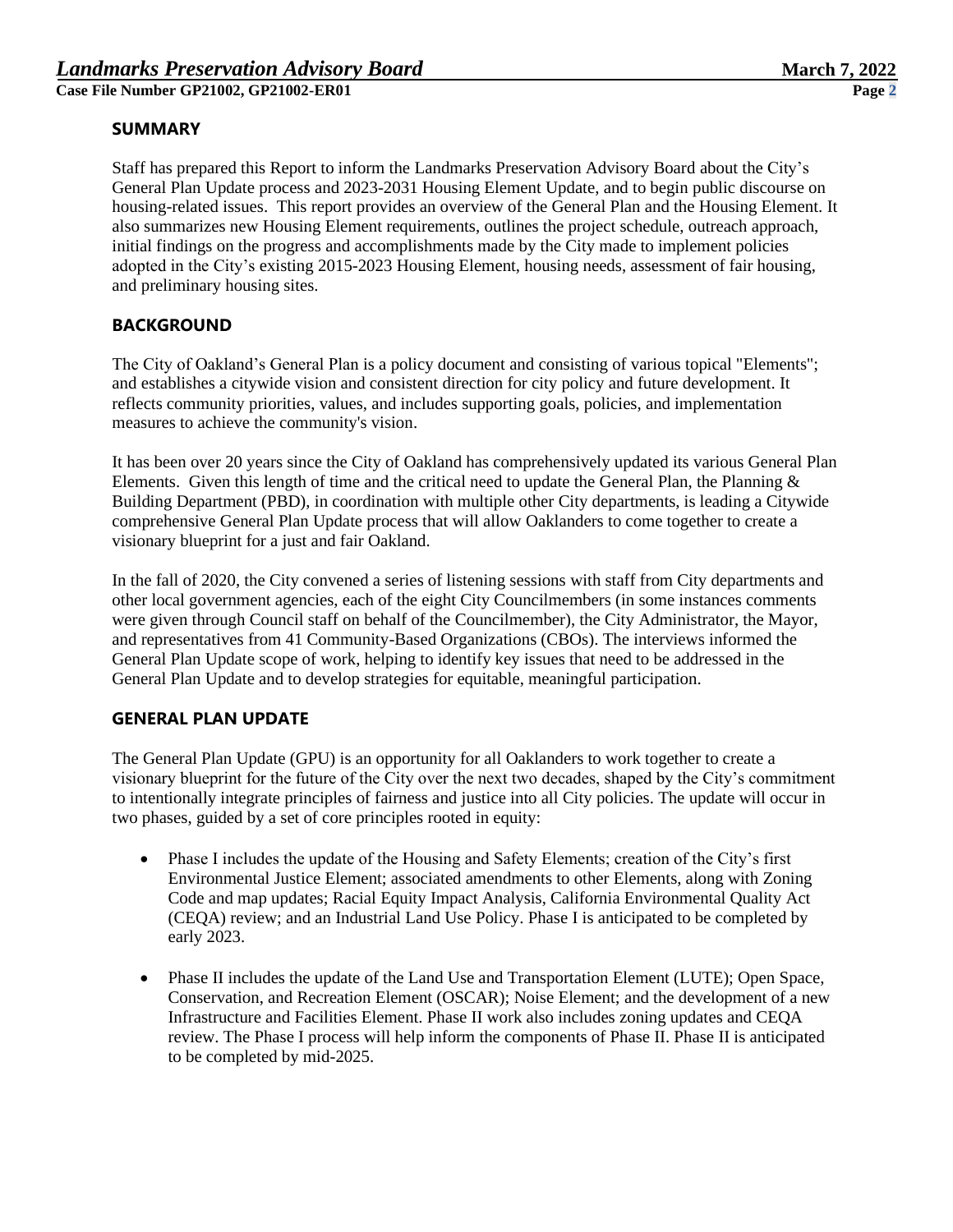## SUMMARY

Staff has prepared this Report to inform the Landmarks Preservation Advisory Board about the City's General Plan Update process and 2023-2031 Housing Element Update, and to begin public discourse on housing-related issues. This report provides an overview of the General Plan and the Housing Element. It also summarizes new Housing Element requirements, outlines the project schedule, outreach approach, initial findings on the progress and accomplishments made by the City made to implement policies adopted in the City's existing 2015-2023 Housing Element, housing needs, assessment of fair housing, and preliminary housing sites.

## BACKGROUND

The City of Oakland's General Plan is a policy document and consisting of various topical "Elements"; and establishes a citywide vision and consistent direction for city policy and future development. It reflects community priorities, values, and includes supporting goals, policies, and implementation measures to achieve the community's vision.

It has been over 20 years since the City of Oakland has comprehensively updated its various General Plan Elements. Given this length of time and the critical need to update the General Plan, the Planning & Building Department (PBD), in coordination with multiple other City departments, is leading a Citywide comprehensive General Plan Update process that will allow Oaklanders to come together to create a visionary blueprint for a just and fair Oakland.

In the fall of 2020, the City convened a series of listening sessions with staff from City departments and other local government agencies, each of the eight City Councilmembers (in some instances comments were given through Council staff on behalf of the Councilmember), the City Administrator, the Mayor, and representatives from 41 Community-Based Organizations (CBOs). The interviews informed the General Plan Update scope of work, helping to identify key issues that need to be addressed in the General Plan Update and to develop strategies for equitable, meaningful participation.

## GENERAL PLAN UPDATE

The General Plan Update (GPU) is an opportunity for all Oaklanders to work together to create a visionary blueprint for the future of the City over the next two decades, shaped by the City's commitment to intentionally integrate principles of fairness and justice into all City policies. The update will occur in two phases, guided by a set of core principles rooted in equity:

- Phase I includes the update of the Housing and Safety Elements; creation of the City's first Environmental Justice Element; associated amendments to other Elements, along with Zoning Code and map updates; Racial Equity Impact Analysis, California Environmental Quality Act (CEQA) review; and an Industrial Land Use Policy. Phase I is anticipated to be completed by early 2023.

- Phase II includes the update of the Land Use and Transportation Element (LUTE); Open Space, Conservation, and Recreation Element (OSCAR); Noise Element; and the development of a new Infrastructure and Facilities Element. Phase II work also includes zoning updates and CEQA review. The Phase I process will help inform the components of Phase II. Phase II is anticipated to be completed by mid-2025.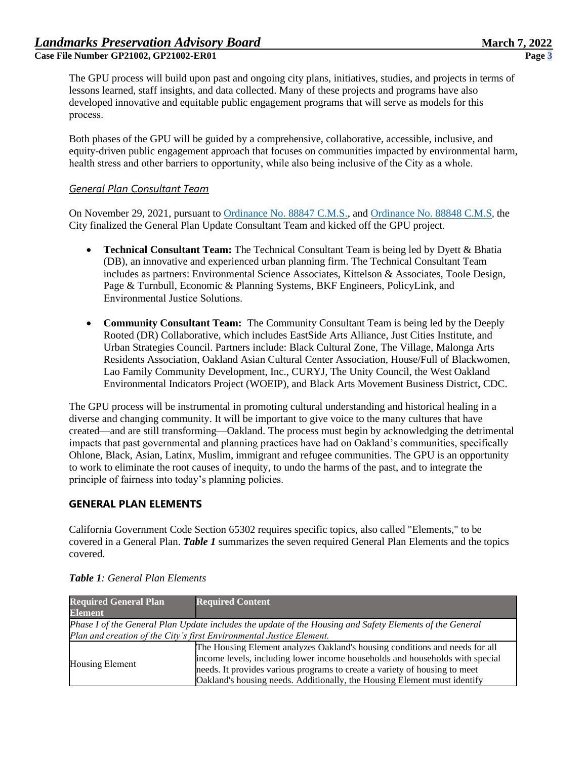The GPU process will build upon past and ongoing city plans, initiatives, studies, and projects in terms of lessons learned, staff insights, and data collected. Many of these projects and programs have also developed innovative and equitable public engagement programs that will serve as models for this process.

Both phases of the GPU will be guided by a comprehensive, collaborative, accessible, inclusive, and equity-driven public engagement approach that focuses on communities impacted by environmental harm, health stress and other barriers to opportunity, while also being inclusive of the City as a whole.

### *General Plan Consultant Team*

On November 29, 2021, pursuant to Ordinance No. 88847 C.M.S., and Ordinance No. 88848 C.M.S, the City finalized the General Plan Update Consultant Team and kicked off the GPU project.

- **Technical Consultant Team:** The Technical Consultant Team is being led by Dyett & Bhatia (DB), an innovative and experienced urban planning firm. The Technical Consultant Team includes as partners: Environmental Science Associates, Kittelson & Associates, Toole Design, Page & Turnbull, Economic & Planning Systems, BKF Engineers, PolicyLink, and Environmental Justice Solutions.

- **Community Consultant Team:** The Community Consultant Team is being led by the Deeply Rooted (DR) Collaborative, which includes EastSide Arts Alliance, Just Cities Institute, and Urban Strategies Council. Partners include: Black Cultural Zone, The Village, Malonga Arts Residents Association, Oakland Asian Cultural Center Association, House/Full of Blackwomen, Lao Family Community Development, Inc., CURYJ, The Unity Council, the West Oakland Environmental Indicators Project (WOEIP), and Black Arts Movement Business District, CDC.

The GPU process will be instrumental in promoting cultural understanding and historical healing in a diverse and changing community. It will be important to give voice to the many cultures that have created—and are still transforming—Oakland. The process must begin by acknowledging the detrimental impacts that past governmental and planning practices have had on Oakland's communities, specifically Ohlone, Black, Asian, Latinx, Muslim, immigrant and refugee communities. The GPU is an opportunity to work to eliminate the root causes of inequity, to undo the harms of the past, and to integrate the principle of fairness into today's planning policies.

## GENERAL PLAN ELEMENTS

California Government Code Section 65302 requires specific topics, also called "Elements," to be covered in a General Plan. ***Table 1*** summarizes the seven required General Plan Elements and the topics covered.

***Table 1****: General Plan Elements*

| Required General Plan Element | Required Content |
|---|---|
| *Phase I of the General Plan Update includes the update of the Housing and Safety Elements of the General Plan and creation of the City's first Environmental Justice Element.* | |
| Housing Element | The Housing Element analyzes Oakland's housing conditions and needs for all income levels, including lower income households and households with special needs. It provides various programs to create a variety of housing to meet Oakland's housing needs. Additionally, the Housing Element must identify |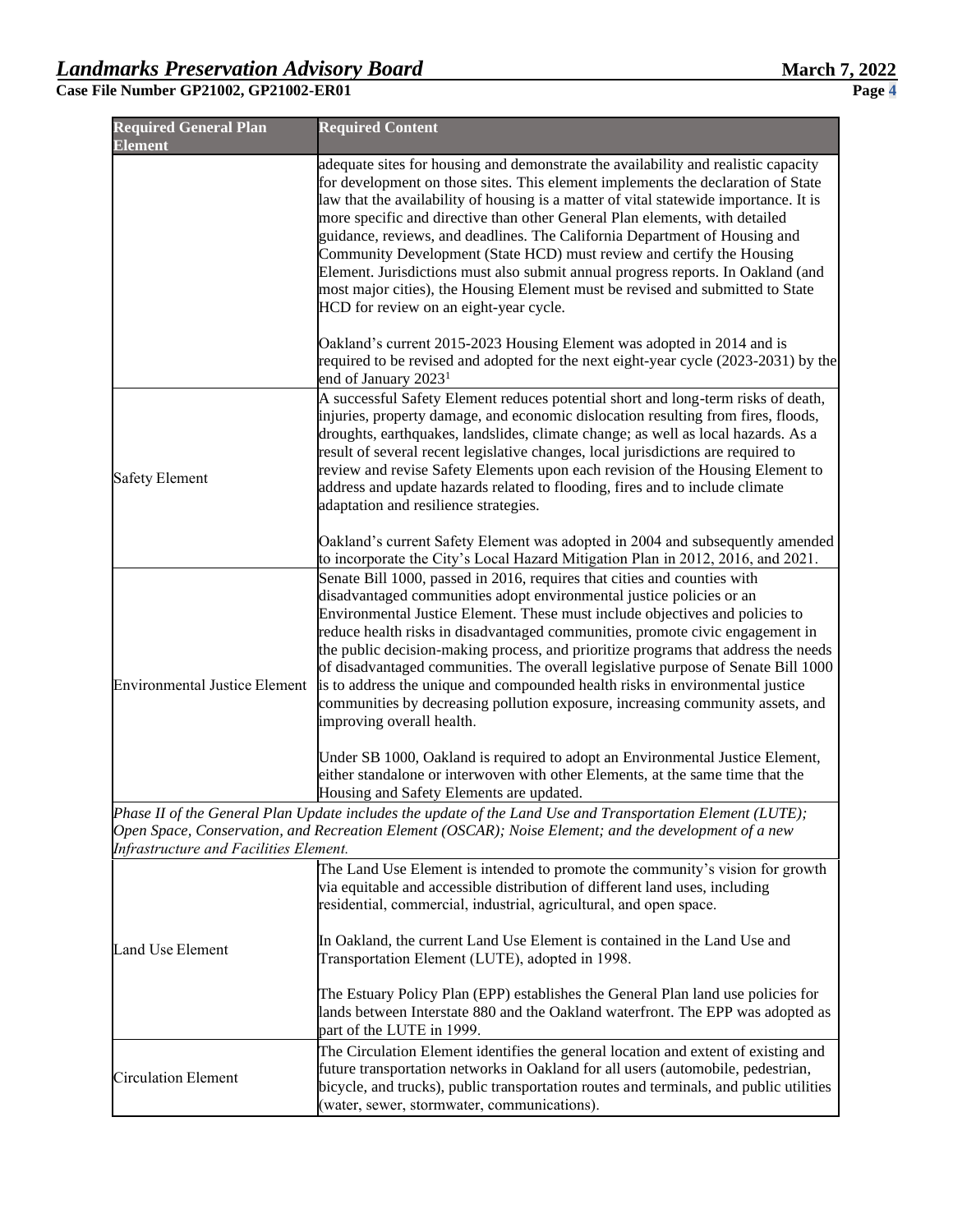| Required General Plan Element | Required Content |
|---|---|
| | adequate sites for housing and demonstrate the availability and realistic capacity for development on those sites. This element implements the declaration of State law that the availability of housing is a matter of vital statewide importance. It is more specific and directive than other General Plan elements, with detailed guidance, reviews, and deadlines. The California Department of Housing and Community Development (State HCD) must review and certify the Housing Element. Jurisdictions must also submit annual progress reports. In Oakland (and most major cities), the Housing Element must be revised and submitted to State HCD for review on an eight-year cycle.<br><br>Oakland's current 2015-2023 Housing Element was adopted in 2014 and is required to be revised and adopted for the next eight-year cycle (2023-2031) by the end of January 2023[1] |
| Safety Element | A successful Safety Element reduces potential short and long-term risks of death, injuries, property damage, and economic dislocation resulting from fires, floods, droughts, earthquakes, landslides, climate change; as well as local hazards. As a result of several recent legislative changes, local jurisdictions are required to review and revise Safety Elements upon each revision of the Housing Element to address and update hazards related to flooding, fires and to include climate adaptation and resilience strategies.<br><br>Oakland's current Safety Element was adopted in 2004 and subsequently amended to incorporate the City's Local Hazard Mitigation Plan in 2012, 2016, and 2021. |
| Environmental Justice Element | Senate Bill 1000, passed in 2016, requires that cities and counties with disadvantaged communities adopt environmental justice policies or an Environmental Justice Element. These must include objectives and policies to reduce health risks in disadvantaged communities, promote civic engagement in the public decision-making process, and prioritize programs that address the needs of disadvantaged communities. The overall legislative purpose of Senate Bill 1000 is to address the unique and compounded health risks in environmental justice communities by decreasing pollution exposure, increasing community assets, and improving overall health.<br><br>Under SB 1000, Oakland is required to adopt an Environmental Justice Element, either standalone or interwoven with other Elements, at the same time that the Housing and Safety Elements are updated. |
| *Phase II of the General Plan Update includes the update of the Land Use and Transportation Element (LUTE); Open Space, Conservation, and Recreation Element (OSCAR); Noise Element; and the development of a new Infrastructure and Facilities Element.* | |
| Land Use Element | The Land Use Element is intended to promote the community's vision for growth via equitable and accessible distribution of different land uses, including residential, commercial, industrial, agricultural, and open space.<br><br>In Oakland, the current Land Use Element is contained in the Land Use and Transportation Element (LUTE), adopted in 1998.<br><br>The Estuary Policy Plan (EPP) establishes the General Plan land use policies for lands between Interstate 880 and the Oakland waterfront. The EPP was adopted as part of the LUTE in 1999. |
| Circulation Element | The Circulation Element identifies the general location and extent of existing and future transportation networks in Oakland for all users (automobile, pedestrian, bicycle, and trucks), public transportation routes and terminals, and public utilities (water, sewer, stormwater, communications). |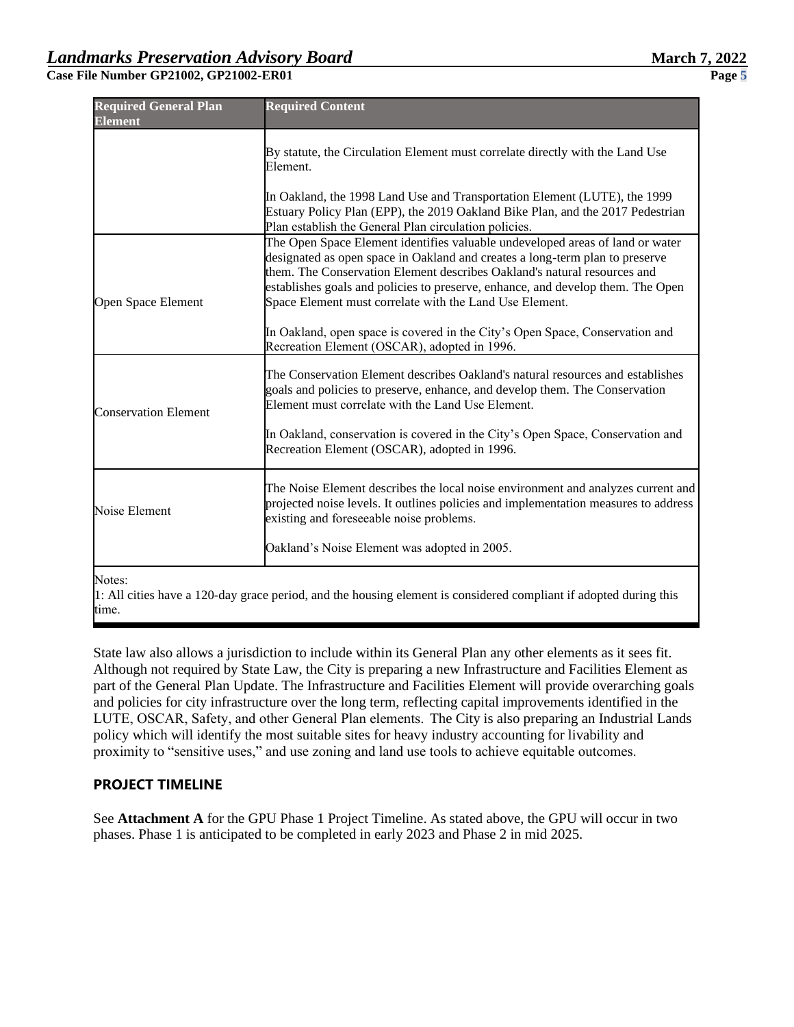| Required General Plan Element | Required Content |
|---|---|
| | By statute, the Circulation Element must correlate directly with the Land Use Element.<br><br>In Oakland, the 1998 Land Use and Transportation Element (LUTE), the 1999 Estuary Policy Plan (EPP), the 2019 Oakland Bike Plan, and the 2017 Pedestrian Plan establish the General Plan circulation policies. |
| Open Space Element | The Open Space Element identifies valuable undeveloped areas of land or water designated as open space in Oakland and creates a long-term plan to preserve them. The Conservation Element describes Oakland's natural resources and establishes goals and policies to preserve, enhance, and develop them. The Open Space Element must correlate with the Land Use Element.<br><br>In Oakland, open space is covered in the City's Open Space, Conservation and Recreation Element (OSCAR), adopted in 1996. |
| Conservation Element | The Conservation Element describes Oakland's natural resources and establishes goals and policies to preserve, enhance, and develop them. The Conservation Element must correlate with the Land Use Element.<br><br>In Oakland, conservation is covered in the City's Open Space, Conservation and Recreation Element (OSCAR), adopted in 1996. |
| Noise Element | The Noise Element describes the local noise environment and analyzes current and projected noise levels. It outlines policies and implementation measures to address existing and foreseeable noise problems.<br><br>Oakland's Noise Element was adopted in 2005. |
| Notes:<br>1: All cities have a 120-day grace period, and the housing element is considered compliant if adopted during this time. | |

State law also allows a jurisdiction to include within its General Plan any other elements as it sees fit. Although not required by State Law, the City is preparing a new Infrastructure and Facilities Element as part of the General Plan Update. The Infrastructure and Facilities Element will provide overarching goals and policies for city infrastructure over the long term, reflecting capital improvements identified in the LUTE, OSCAR, Safety, and other General Plan elements. The City is also preparing an Industrial Lands policy which will identify the most suitable sites for heavy industry accounting for livability and proximity to "sensitive uses," and use zoning and land use tools to achieve equitable outcomes.

## PROJECT TIMELINE

See **Attachment A** for the GPU Phase 1 Project Timeline. As stated above, the GPU will occur in two phases. Phase 1 is anticipated to be completed in early 2023 and Phase 2 in mid 2025.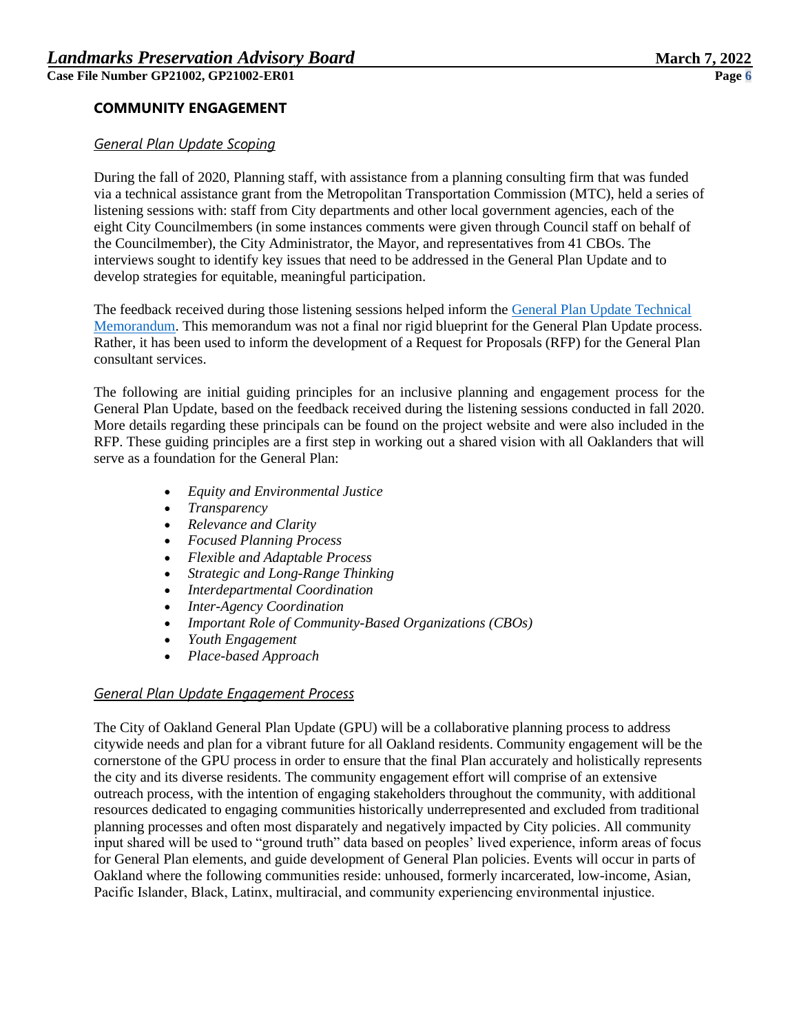## COMMUNITY ENGAGEMENT

### *General Plan Update Scoping*

During the fall of 2020, Planning staff, with assistance from a planning consulting firm that was funded via a technical assistance grant from the Metropolitan Transportation Commission (MTC), held a series of listening sessions with: staff from City departments and other local government agencies, each of the eight City Councilmembers (in some instances comments were given through Council staff on behalf of the Councilmember), the City Administrator, the Mayor, and representatives from 41 CBOs. The interviews sought to identify key issues that need to be addressed in the General Plan Update and to develop strategies for equitable, meaningful participation.

The feedback received during those listening sessions helped inform the General Plan Update Technical Memorandum. This memorandum was not a final nor rigid blueprint for the General Plan Update process. Rather, it has been used to inform the development of a Request for Proposals (RFP) for the General Plan consultant services.

The following are initial guiding principles for an inclusive planning and engagement process for the General Plan Update, based on the feedback received during the listening sessions conducted in fall 2020. More details regarding these principals can be found on the project website and were also included in the RFP. These guiding principles are a first step in working out a shared vision with all Oaklanders that will serve as a foundation for the General Plan:

- *Equity and Environmental Justice*
- *Transparency*
- *Relevance and Clarity*
- *Focused Planning Process*
- *Flexible and Adaptable Process*
- *Strategic and Long-Range Thinking*
- *Interdepartmental Coordination*
- *Inter-Agency Coordination*
- *Important Role of Community-Based Organizations (CBOs)*
- *Youth Engagement*
- *Place-based Approach*

### *General Plan Update Engagement Process*

The City of Oakland General Plan Update (GPU) will be a collaborative planning process to address citywide needs and plan for a vibrant future for all Oakland residents. Community engagement will be the cornerstone of the GPU process in order to ensure that the final Plan accurately and holistically represents the city and its diverse residents. The community engagement effort will comprise of an extensive outreach process, with the intention of engaging stakeholders throughout the community, with additional resources dedicated to engaging communities historically underrepresented and excluded from traditional planning processes and often most disparately and negatively impacted by City policies. All community input shared will be used to "ground truth" data based on peoples' lived experience, inform areas of focus for General Plan elements, and guide development of General Plan policies. Events will occur in parts of Oakland where the following communities reside: unhoused, formerly incarcerated, low-income, Asian, Pacific Islander, Black, Latinx, multiracial, and community experiencing environmental injustice.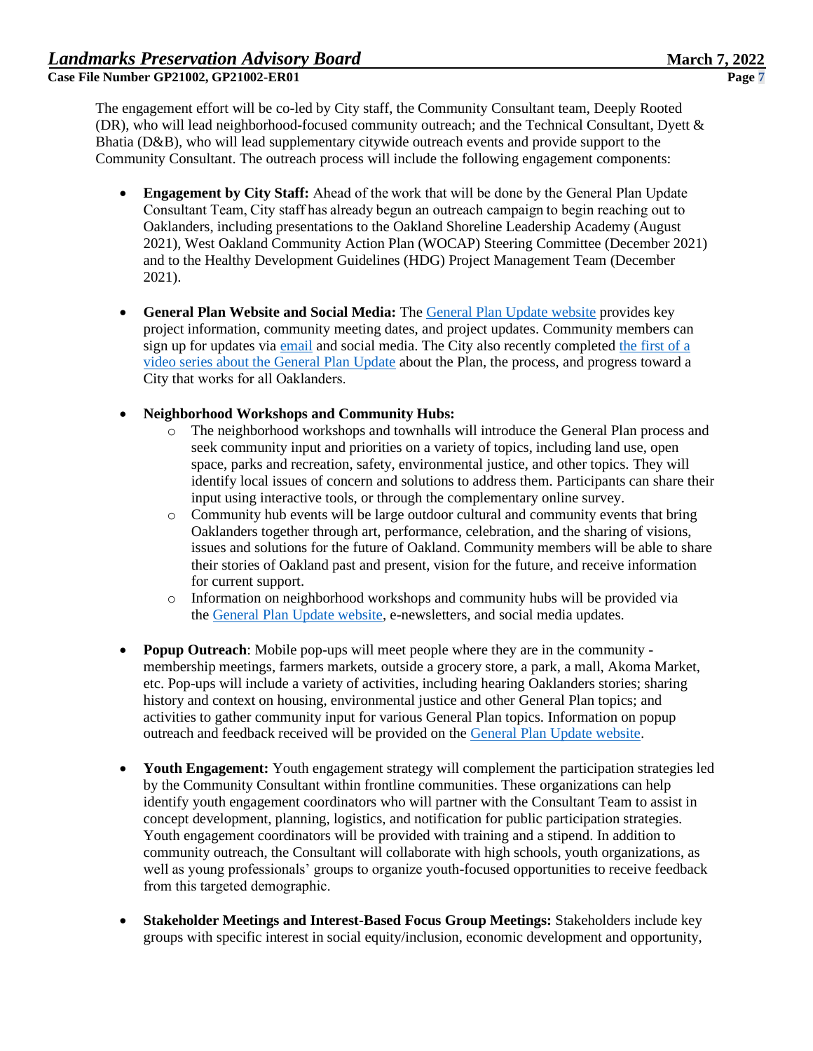The engagement effort will be co-led by City staff, the Community Consultant team, Deeply Rooted (DR), who will lead neighborhood-focused community outreach; and the Technical Consultant, Dyett & Bhatia (D&B), who will lead supplementary citywide outreach events and provide support to the Community Consultant. The outreach process will include the following engagement components:

- **Engagement by City Staff:** Ahead of the work that will be done by the General Plan Update Consultant Team, City staff has already begun an outreach campaign to begin reaching out to Oaklanders, including presentations to the Oakland Shoreline Leadership Academy (August 2021), West Oakland Community Action Plan (WOCAP) Steering Committee (December 2021) and to the Healthy Development Guidelines (HDG) Project Management Team (December 2021).

- **General Plan Website and Social Media:** The General Plan Update website provides key project information, community meeting dates, and project updates. Community members can sign up for updates via email and social media. The City also recently completed the first of a video series about the General Plan Update about the Plan, the process, and progress toward a City that works for all Oaklanders.

- **Neighborhood Workshops and Community Hubs:**
  - The neighborhood workshops and townhalls will introduce the General Plan process and seek community input and priorities on a variety of topics, including land use, open space, parks and recreation, safety, environmental justice, and other topics. They will identify local issues of concern and solutions to address them. Participants can share their input using interactive tools, or through the complementary online survey.
  - Community hub events will be large outdoor cultural and community events that bring Oaklanders together through art, performance, celebration, and the sharing of visions, issues and solutions for the future of Oakland. Community members will be able to share their stories of Oakland past and present, vision for the future, and receive information for current support.
  - Information on neighborhood workshops and community hubs will be provided via the General Plan Update website, e-newsletters, and social media updates.

- **Popup Outreach**: Mobile pop-ups will meet people where they are in the community - membership meetings, farmers markets, outside a grocery store, a park, a mall, Akoma Market, etc. Pop-ups will include a variety of activities, including hearing Oaklanders stories; sharing history and context on housing, environmental justice and other General Plan topics; and activities to gather community input for various General Plan topics. Information on popup outreach and feedback received will be provided on the General Plan Update website.

- **Youth Engagement:** Youth engagement strategy will complement the participation strategies led by the Community Consultant within frontline communities. These organizations can help identify youth engagement coordinators who will partner with the Consultant Team to assist in concept development, planning, logistics, and notification for public participation strategies. Youth engagement coordinators will be provided with training and a stipend. In addition to community outreach, the Consultant will collaborate with high schools, youth organizations, as well as young professionals' groups to organize youth-focused opportunities to receive feedback from this targeted demographic.

- **Stakeholder Meetings and Interest-Based Focus Group Meetings:** Stakeholders include key groups with specific interest in social equity/inclusion, economic development and opportunity,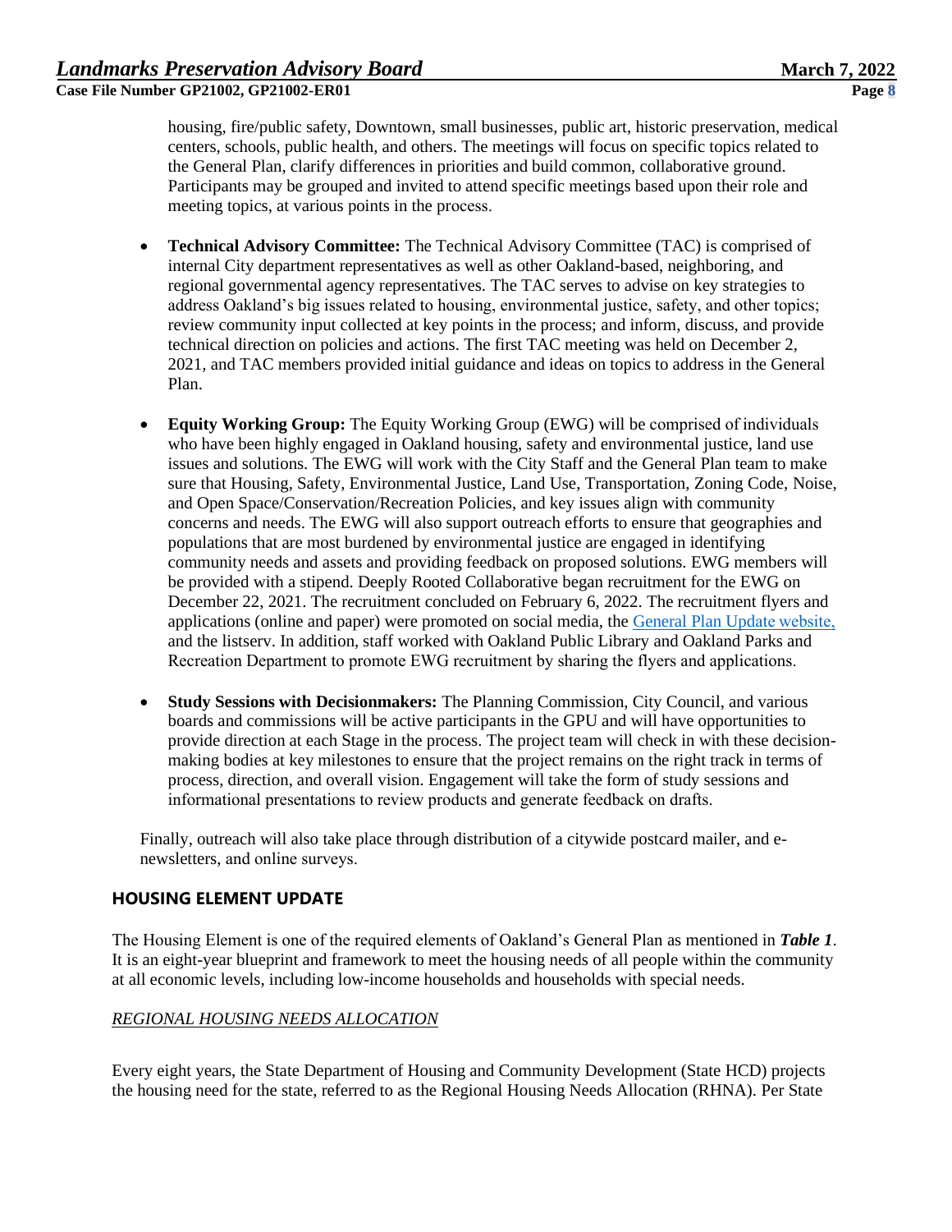housing, fire/public safety, Downtown, small businesses, public art, historic preservation, medical centers, schools, public health, and others. The meetings will focus on specific topics related to the General Plan, clarify differences in priorities and build common, collaborative ground. Participants may be grouped and invited to attend specific meetings based upon their role and meeting topics, at various points in the process.

- **Technical Advisory Committee:** The Technical Advisory Committee (TAC) is comprised of internal City department representatives as well as other Oakland-based, neighboring, and regional governmental agency representatives. The TAC serves to advise on key strategies to address Oakland's big issues related to housing, environmental justice, safety, and other topics; review community input collected at key points in the process; and inform, discuss, and provide technical direction on policies and actions. The first TAC meeting was held on December 2, 2021, and TAC members provided initial guidance and ideas on topics to address in the General Plan.

- **Equity Working Group:** The Equity Working Group (EWG) will be comprised of individuals who have been highly engaged in Oakland housing, safety and environmental justice, land use issues and solutions. The EWG will work with the City Staff and the General Plan team to make sure that Housing, Safety, Environmental Justice, Land Use, Transportation, Zoning Code, Noise, and Open Space/Conservation/Recreation Policies, and key issues align with community concerns and needs. The EWG will also support outreach efforts to ensure that geographies and populations that are most burdened by environmental justice are engaged in identifying community needs and assets and providing feedback on proposed solutions. EWG members will be provided with a stipend. Deeply Rooted Collaborative began recruitment for the EWG on December 22, 2021. The recruitment concluded on February 6, 2022. The recruitment flyers and applications (online and paper) were promoted on social media, the General Plan Update website, and the listserv. In addition, staff worked with Oakland Public Library and Oakland Parks and Recreation Department to promote EWG recruitment by sharing the flyers and applications.

- **Study Sessions with Decisionmakers:** The Planning Commission, City Council, and various boards and commissions will be active participants in the GPU and will have opportunities to provide direction at each Stage in the process. The project team will check in with these decision-making bodies at key milestones to ensure that the project remains on the right track in terms of process, direction, and overall vision. Engagement will take the form of study sessions and informational presentations to review products and generate feedback on drafts.

Finally, outreach will also take place through distribution of a citywide postcard mailer, and e-newsletters, and online surveys.

## HOUSING ELEMENT UPDATE

The Housing Element is one of the required elements of Oakland's General Plan as mentioned in ***Table 1***. It is an eight-year blueprint and framework to meet the housing needs of all people within the community at all economic levels, including low-income households and households with special needs.

### *REGIONAL HOUSING NEEDS ALLOCATION*

Every eight years, the State Department of Housing and Community Development (State HCD) projects the housing need for the state, referred to as the Regional Housing Needs Allocation (RHNA). Per State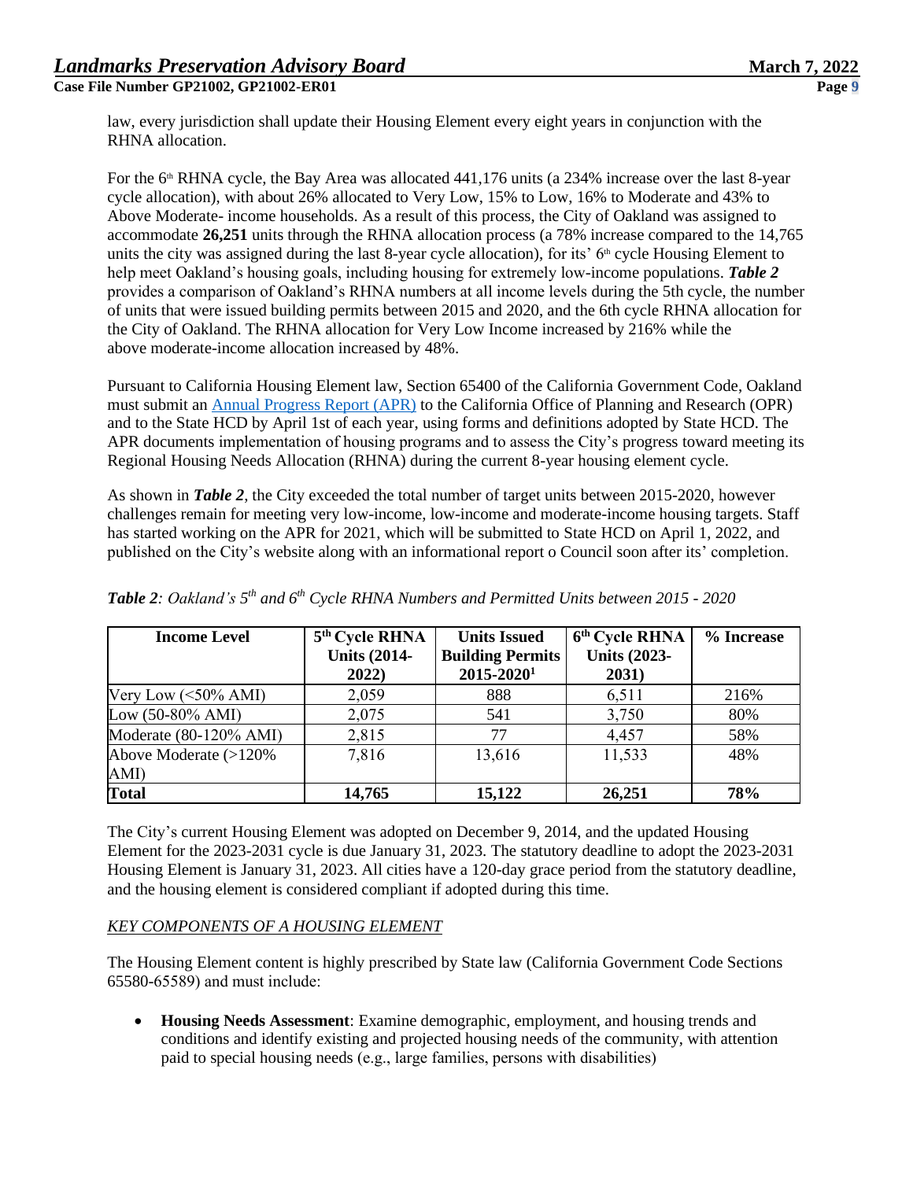law, every jurisdiction shall update their Housing Element every eight years in conjunction with the RHNA allocation.

For the 6th RHNA cycle, the Bay Area was allocated 441,176 units (a 234% increase over the last 8-year cycle allocation), with about 26% allocated to Very Low, 15% to Low, 16% to Moderate and 43% to Above Moderate- income households. As a result of this process, the City of Oakland was assigned to accommodate **26,251** units through the RHNA allocation process (a 78% increase compared to the 14,765 units the city was assigned during the last 8-year cycle allocation), for its' 6th cycle Housing Element to help meet Oakland's housing goals, including housing for extremely low-income populations. ***Table 2*** provides a comparison of Oakland's RHNA numbers at all income levels during the 5th cycle, the number of units that were issued building permits between 2015 and 2020, and the 6th cycle RHNA allocation for the City of Oakland. The RHNA allocation for Very Low Income increased by 216% while the above moderate-income allocation increased by 48%.

Pursuant to California Housing Element law, Section 65400 of the California Government Code, Oakland must submit an [Annual Progress Report (APR)](#) to the California Office of Planning and Research (OPR) and to the State HCD by April 1st of each year, using forms and definitions adopted by State HCD. The APR documents implementation of housing programs and to assess the City's progress toward meeting its Regional Housing Needs Allocation (RHNA) during the current 8-year housing element cycle.

As shown in ***Table 2***, the City exceeded the total number of target units between 2015-2020, however challenges remain for meeting very low-income, low-income and moderate-income housing targets. Staff has started working on the APR for 2021, which will be submitted to State HCD on April 1, 2022, and published on the City's website along with an informational report o Council soon after its' completion.

***Table 2****: Oakland's 5th and 6th Cycle RHNA Numbers and Permitted Units between 2015 - 2020*

| Income Level | 5th Cycle RHNA Units (2014-2022) | Units Issued Building Permits 2015-2020[1] | 6th Cycle RHNA Units (2023-2031) | % Increase |
|---|---|---|---|---|
| Very Low (<50% AMI) | 2,059 | 888 | 6,511 | 216% |
| Low (50-80% AMI) | 2,075 | 541 | 3,750 | 80% |
| Moderate (80-120% AMI) | 2,815 | 77 | 4,457 | 58% |
| Above Moderate (>120% AMI) | 7,816 | 13,616 | 11,533 | 48% |
| **Total** | **14,765** | **15,122** | **26,251** | **78%** |

The City's current Housing Element was adopted on December 9, 2014, and the updated Housing Element for the 2023-2031 cycle is due January 31, 2023. The statutory deadline to adopt the 2023-2031 Housing Element is January 31, 2023. All cities have a 120-day grace period from the statutory deadline, and the housing element is considered compliant if adopted during this time.

*KEY COMPONENTS OF A HOUSING ELEMENT*

The Housing Element content is highly prescribed by State law (California Government Code Sections 65580-65589) and must include:

- **Housing Needs Assessment**: Examine demographic, employment, and housing trends and conditions and identify existing and projected housing needs of the community, with attention paid to special housing needs (e.g., large families, persons with disabilities)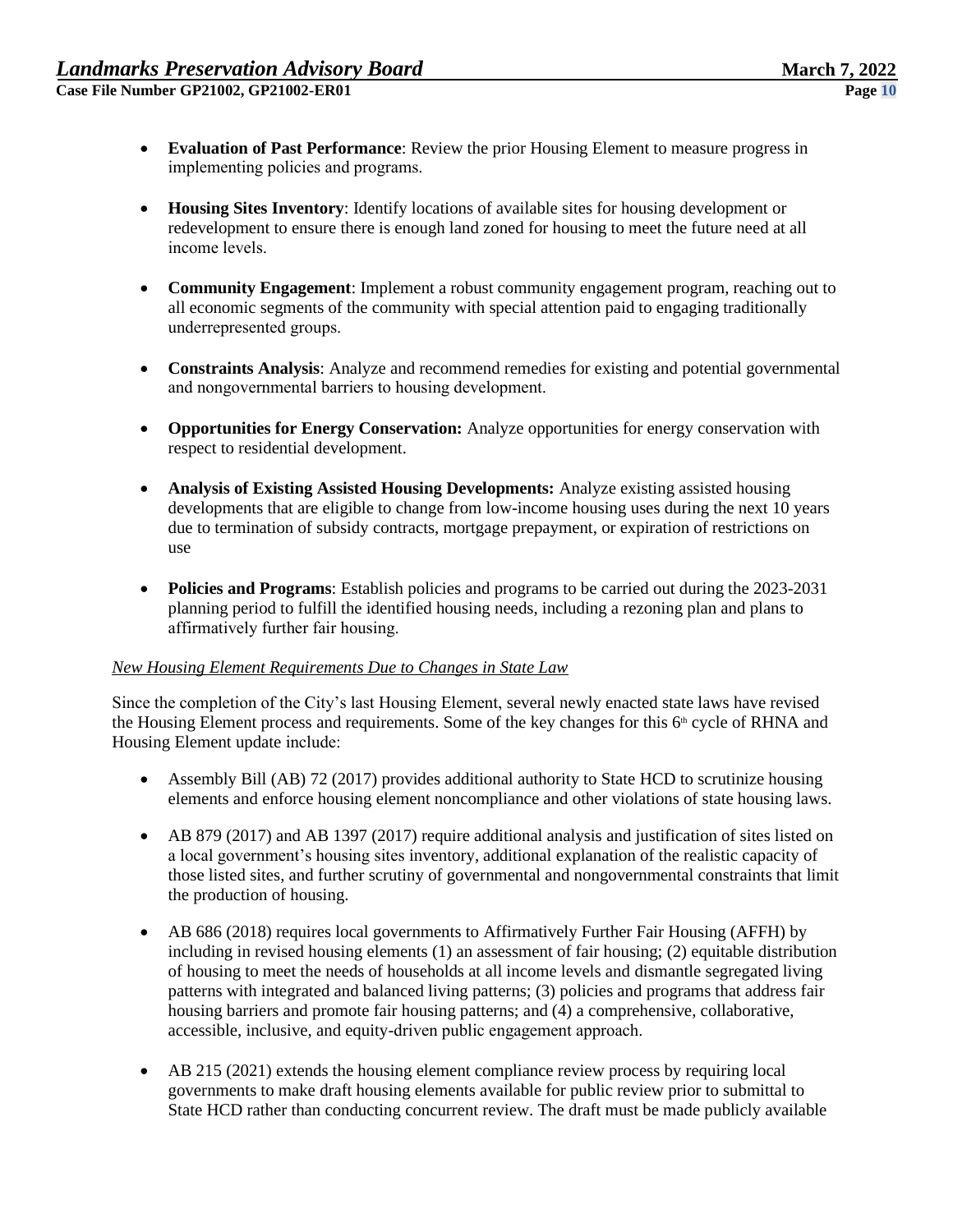- **Evaluation of Past Performance**: Review the prior Housing Element to measure progress in implementing policies and programs.

- **Housing Sites Inventory**: Identify locations of available sites for housing development or redevelopment to ensure there is enough land zoned for housing to meet the future need at all income levels.

- **Community Engagement**: Implement a robust community engagement program, reaching out to all economic segments of the community with special attention paid to engaging traditionally underrepresented groups.

- **Constraints Analysis**: Analyze and recommend remedies for existing and potential governmental and nongovernmental barriers to housing development.

- **Opportunities for Energy Conservation:** Analyze opportunities for energy conservation with respect to residential development.

- **Analysis of Existing Assisted Housing Developments:** Analyze existing assisted housing developments that are eligible to change from low-income housing uses during the next 10 years due to termination of subsidy contracts, mortgage prepayment, or expiration of restrictions on use

- **Policies and Programs**: Establish policies and programs to be carried out during the 2023-2031 planning period to fulfill the identified housing needs, including a rezoning plan and plans to affirmatively further fair housing.

*New Housing Element Requirements Due to Changes in State Law*

Since the completion of the City's last Housing Element, several newly enacted state laws have revised the Housing Element process and requirements. Some of the key changes for this 6th cycle of RHNA and Housing Element update include:

- Assembly Bill (AB) 72 (2017) provides additional authority to State HCD to scrutinize housing elements and enforce housing element noncompliance and other violations of state housing laws.

- AB 879 (2017) and AB 1397 (2017) require additional analysis and justification of sites listed on a local government's housing sites inventory, additional explanation of the realistic capacity of those listed sites, and further scrutiny of governmental and nongovernmental constraints that limit the production of housing.

- AB 686 (2018) requires local governments to Affirmatively Further Fair Housing (AFFH) by including in revised housing elements (1) an assessment of fair housing; (2) equitable distribution of housing to meet the needs of households at all income levels and dismantle segregated living patterns with integrated and balanced living patterns; (3) policies and programs that address fair housing barriers and promote fair housing patterns; and (4) a comprehensive, collaborative, accessible, inclusive, and equity-driven public engagement approach.

- AB 215 (2021) extends the housing element compliance review process by requiring local governments to make draft housing elements available for public review prior to submittal to State HCD rather than conducting concurrent review. The draft must be made publicly available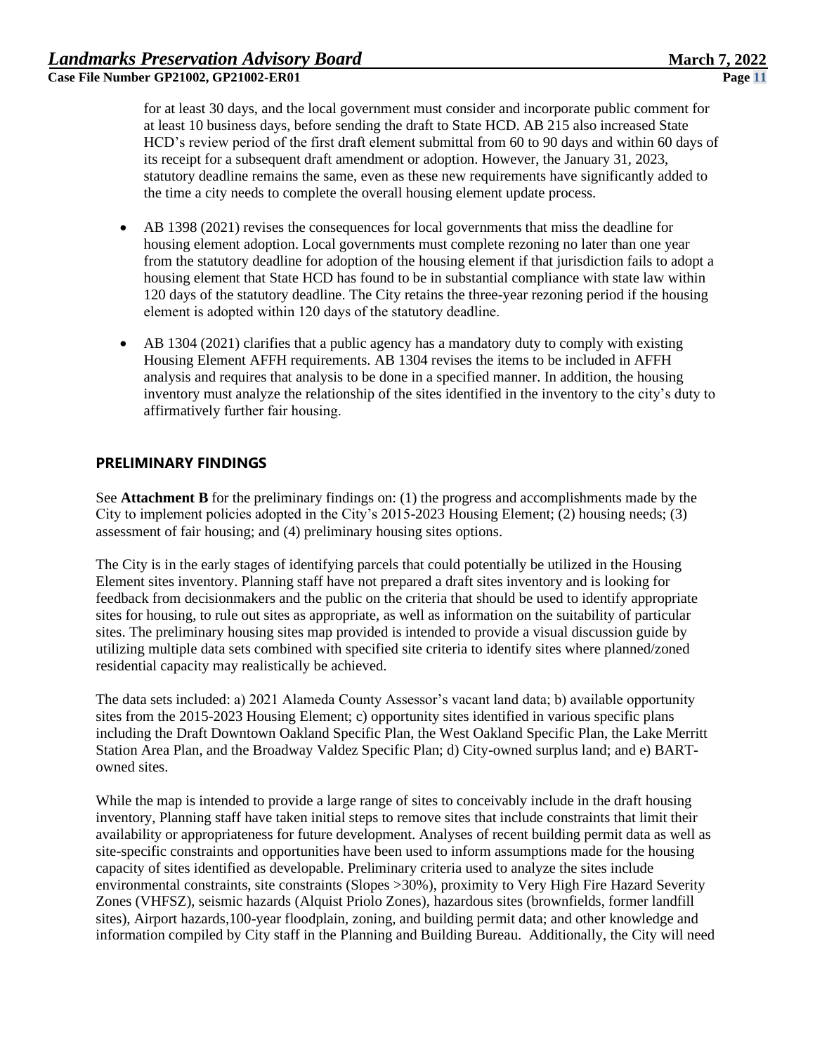for at least 30 days, and the local government must consider and incorporate public comment for at least 10 business days, before sending the draft to State HCD. AB 215 also increased State HCD's review period of the first draft element submittal from 60 to 90 days and within 60 days of its receipt for a subsequent draft amendment or adoption. However, the January 31, 2023, statutory deadline remains the same, even as these new requirements have significantly added to the time a city needs to complete the overall housing element update process.

- AB 1398 (2021) revises the consequences for local governments that miss the deadline for housing element adoption. Local governments must complete rezoning no later than one year from the statutory deadline for adoption of the housing element if that jurisdiction fails to adopt a housing element that State HCD has found to be in substantial compliance with state law within 120 days of the statutory deadline. The City retains the three-year rezoning period if the housing element is adopted within 120 days of the statutory deadline.

- AB 1304 (2021) clarifies that a public agency has a mandatory duty to comply with existing Housing Element AFFH requirements. AB 1304 revises the items to be included in AFFH analysis and requires that analysis to be done in a specified manner. In addition, the housing inventory must analyze the relationship of the sites identified in the inventory to the city's duty to affirmatively further fair housing.

## PRELIMINARY FINDINGS

See **Attachment B** for the preliminary findings on: (1) the progress and accomplishments made by the City to implement policies adopted in the City's 2015-2023 Housing Element; (2) housing needs; (3) assessment of fair housing; and (4) preliminary housing sites options.

The City is in the early stages of identifying parcels that could potentially be utilized in the Housing Element sites inventory. Planning staff have not prepared a draft sites inventory and is looking for feedback from decisionmakers and the public on the criteria that should be used to identify appropriate sites for housing, to rule out sites as appropriate, as well as information on the suitability of particular sites. The preliminary housing sites map provided is intended to provide a visual discussion guide by utilizing multiple data sets combined with specified site criteria to identify sites where planned/zoned residential capacity may realistically be achieved.

The data sets included: a) 2021 Alameda County Assessor's vacant land data; b) available opportunity sites from the 2015-2023 Housing Element; c) opportunity sites identified in various specific plans including the Draft Downtown Oakland Specific Plan, the West Oakland Specific Plan, the Lake Merritt Station Area Plan, and the Broadway Valdez Specific Plan; d) City-owned surplus land; and e) BART-owned sites.

While the map is intended to provide a large range of sites to conceivably include in the draft housing inventory, Planning staff have taken initial steps to remove sites that include constraints that limit their availability or appropriateness for future development. Analyses of recent building permit data as well as site-specific constraints and opportunities have been used to inform assumptions made for the housing capacity of sites identified as developable. Preliminary criteria used to analyze the sites include environmental constraints, site constraints (Slopes >30%), proximity to Very High Fire Hazard Severity Zones (VHFSZ), seismic hazards (Alquist Priolo Zones), hazardous sites (brownfields, former landfill sites), Airport hazards,100-year floodplain, zoning, and building permit data; and other knowledge and information compiled by City staff in the Planning and Building Bureau. Additionally, the City will need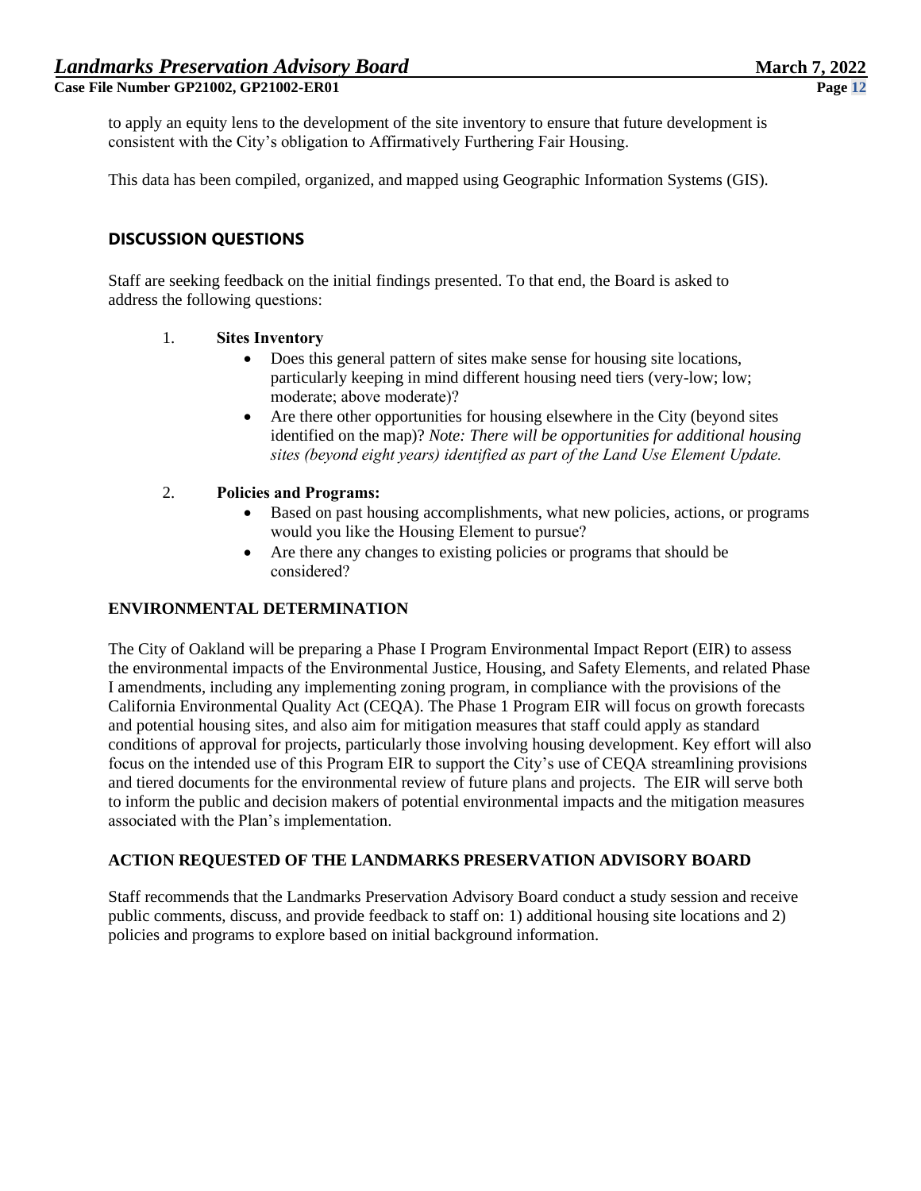to apply an equity lens to the development of the site inventory to ensure that future development is consistent with the City's obligation to Affirmatively Furthering Fair Housing.

This data has been compiled, organized, and mapped using Geographic Information Systems (GIS).

## DISCUSSION QUESTIONS

Staff are seeking feedback on the initial findings presented. To that end, the Board is asked to address the following questions:

1. **Sites Inventory**
   - Does this general pattern of sites make sense for housing site locations, particularly keeping in mind different housing need tiers (very-low; low; moderate; above moderate)?
   - Are there other opportunities for housing elsewhere in the City (beyond sites identified on the map)? *Note: There will be opportunities for additional housing sites (beyond eight years) identified as part of the Land Use Element Update.*

2. **Policies and Programs:**
   - Based on past housing accomplishments, what new policies, actions, or programs would you like the Housing Element to pursue?
   - Are there any changes to existing policies or programs that should be considered?

## ENVIRONMENTAL DETERMINATION

The City of Oakland will be preparing a Phase I Program Environmental Impact Report (EIR) to assess the environmental impacts of the Environmental Justice, Housing, and Safety Elements, and related Phase I amendments, including any implementing zoning program, in compliance with the provisions of the California Environmental Quality Act (CEQA). The Phase 1 Program EIR will focus on growth forecasts and potential housing sites, and also aim for mitigation measures that staff could apply as standard conditions of approval for projects, particularly those involving housing development. Key effort will also focus on the intended use of this Program EIR to support the City's use of CEQA streamlining provisions and tiered documents for the environmental review of future plans and projects. The EIR will serve both to inform the public and decision makers of potential environmental impacts and the mitigation measures associated with the Plan's implementation.

## ACTION REQUESTED OF THE LANDMARKS PRESERVATION ADVISORY BOARD

Staff recommends that the Landmarks Preservation Advisory Board conduct a study session and receive public comments, discuss, and provide feedback to staff on: 1) additional housing site locations and 2) policies and programs to explore based on initial background information.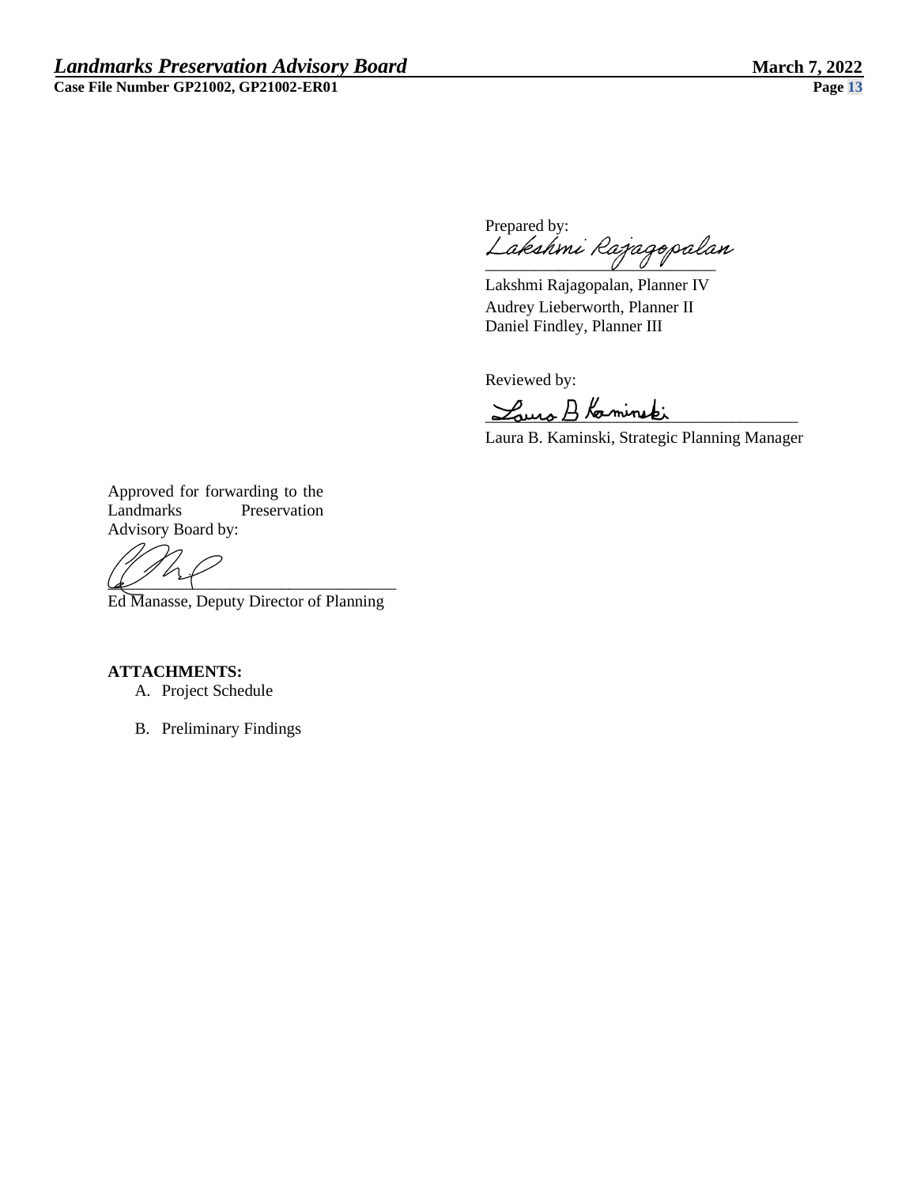Prepared by:

Lakshmi Rajagopalan

Lakshmi Rajagopalan, Planner IV
Audrey Lieberworth, Planner II
Daniel Findley, Planner III

Reviewed by:

Laura B Kaminski

Laura B. Kaminski, Strategic Planning Manager

Approved for forwarding to the Landmarks Preservation Advisory Board by:

Ed Manasse, Deputy Director of Planning

**ATTACHMENTS:**

A. Project Schedule

B. Preliminary Findings